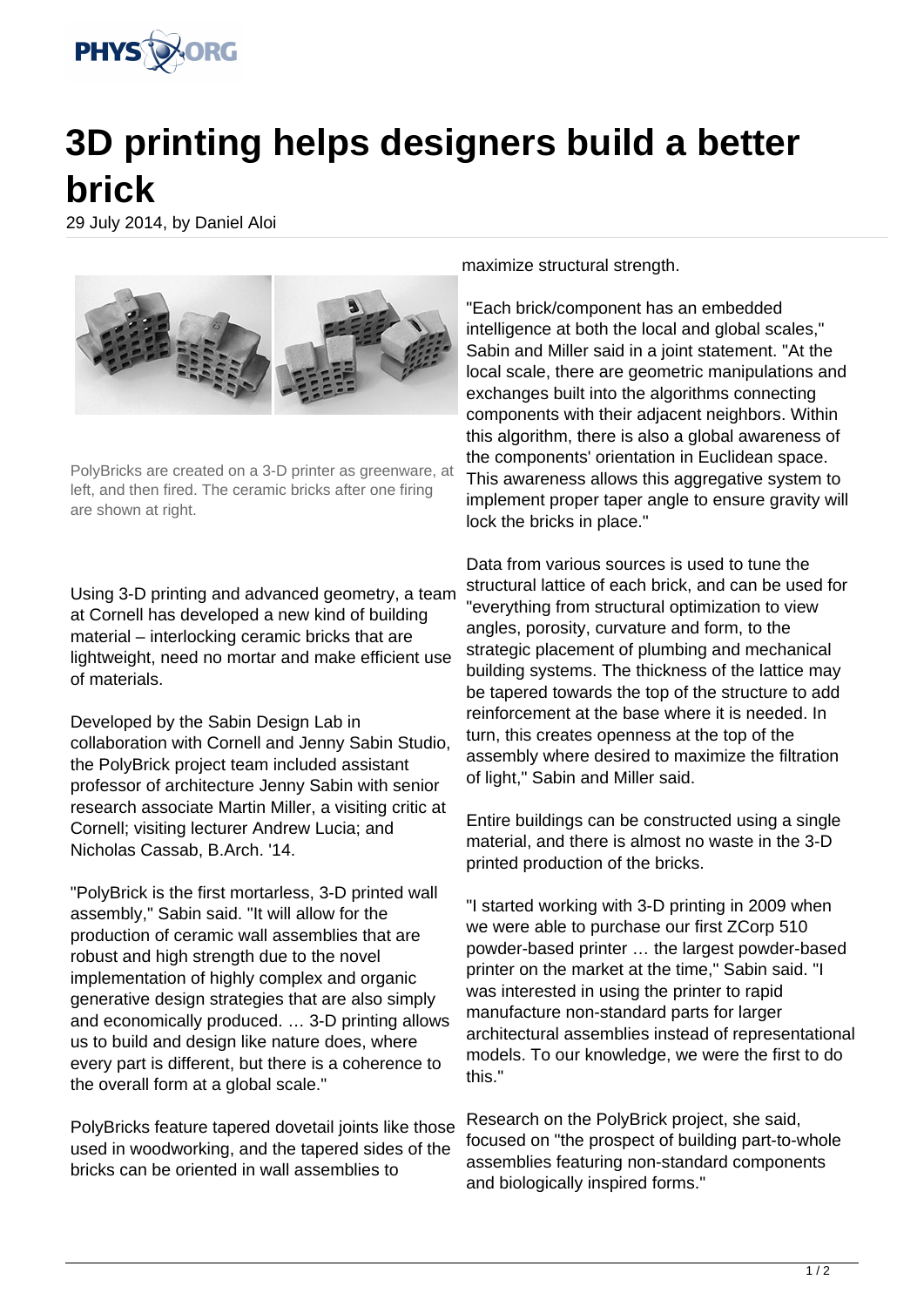# 3D printing helps designers build a better brick

29 July 2014, by Daniel Aloi

PolyBricks are created on a 3-D printer as greenware, at left, and then fired. The ceramic bricks after one firing are shown at right.

Using 3-D printing and advanced geometry, a team at Cornell has developed a new kind of building material – interlocking ceramic bricks that are lightweight, need no mortar and make efficient use of materials.

Developed by the Sabin Design Lab in collaboration with Cornell and Jenny Sabin Studio, the PolyBrick project team included assistant professor of architecture Jenny Sabin with senior research associate Martin Miller, a visiting critic at Cornell; visiting lecturer Andrew Lucia; and Nicholas Cassab, B.Arch. '14.

"PolyBrick is the first mortarless, 3-D printed wall assembly," Sabin said. "It will allow for the production of ceramic wall assemblies that are robust and high strength due to the novel implementation of highly complex and organic generative design strategies that are also simply and economically produced. … 3-D printing allows us to build and design like nature does, where every part is different, but there is a coherence to the overall form at a global scale."

PolyBricks feature tapered dovetail joints like those used in woodworking, and the tapered sides of the bricks can be oriented in wall assemblies to maximize structural strength.

"Each brick/component has an embedded intelligence at both the local and global scales," Sabin and Miller said in a joint statement. "At the local scale, there are geometric manipulations and exchanges built into the algorithms connecting components with their adjacent neighbors. Within this algorithm, there is also a global awareness of the components' orientation in Euclidean space. This awareness allows this aggregative system to implement proper taper angle to ensure gravity will lock the bricks in place."

Data from various sources is used to tune the structural lattice of each brick, and can be used for "everything from structural optimization to view angles, porosity, curvature and form, to the strategic placement of plumbing and mechanical building systems. The thickness of the lattice may be tapered towards the top of the structure to add reinforcement at the base where it is needed. In turn, this creates openness at the top of the assembly where desired to maximize the filtration of light," Sabin and Miller said.

Entire buildings can be constructed using a single material, and there is almost no waste in the 3-D printed production of the bricks.

"I started working with 3-D printing in 2009 when we were able to purchase our first ZCorp 510 powder-based printer … the largest powder-based printer on the market at the time," Sabin said. "I was interested in using the printer to rapid manufacture non-standard parts for larger architectural assemblies instead of representational models. To our knowledge, we were the first to do this."

Research on the PolyBrick project, she said, focused on "the prospect of building part-to-whole assemblies featuring non-standard components and biologically inspired forms."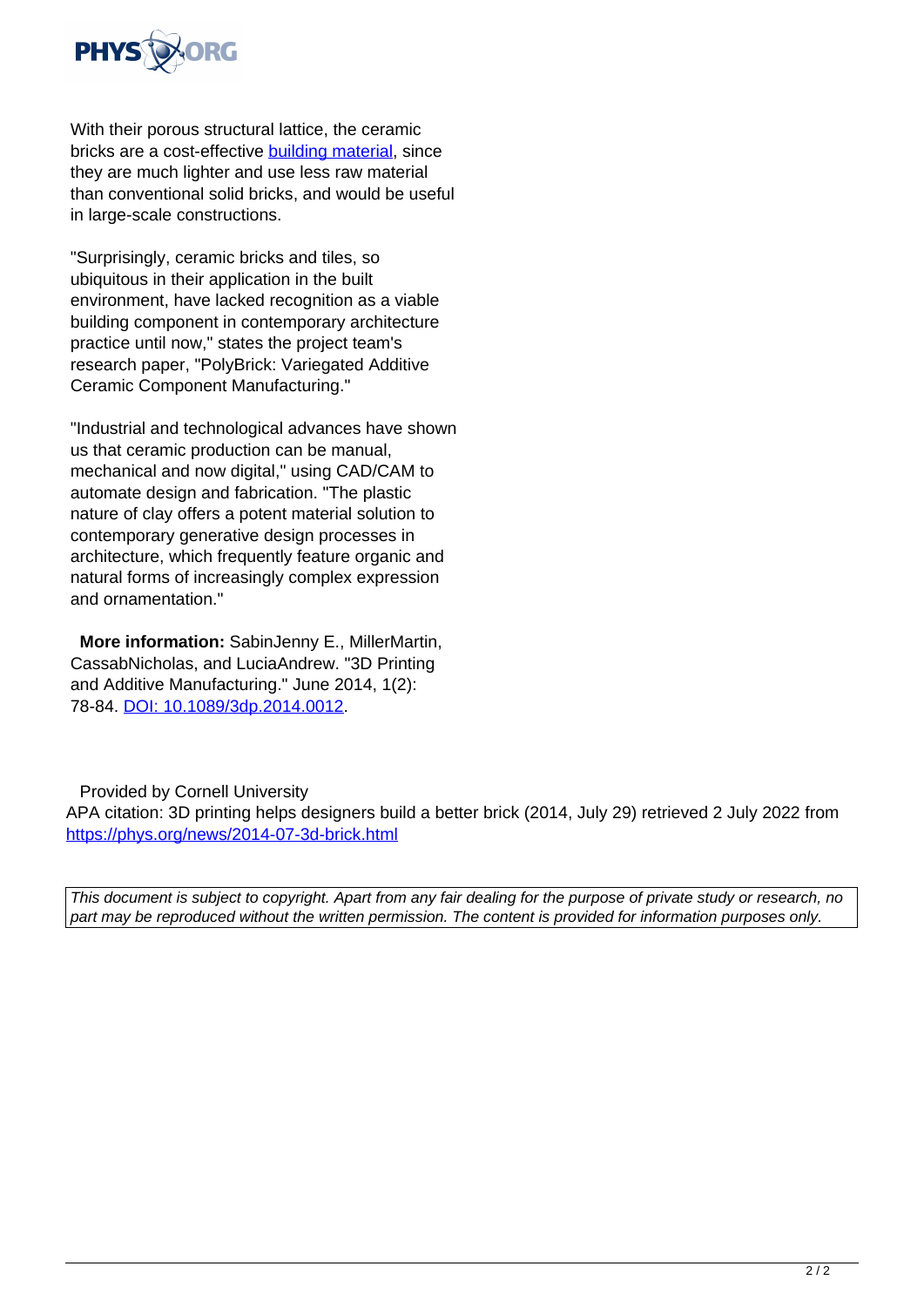With their porous structural lattice, the ceramic bricks are a cost-effective building material, since they are much lighter and use less raw material than conventional solid bricks, and would be useful in large-scale constructions.

"Surprisingly, ceramic bricks and tiles, so ubiquitous in their application in the built environment, have lacked recognition as a viable building component in contemporary architecture practice until now," states the project team's research paper, "PolyBrick: Variegated Additive Ceramic Component Manufacturing."

"Industrial and technological advances have shown us that ceramic production can be manual, mechanical and now digital," using CAD/CAM to automate design and fabrication. "The plastic nature of clay offers a potent material solution to contemporary generative design processes in architecture, which frequently feature organic and natural forms of increasingly complex expression and ornamentation."

**More information:** SabinJenny E., MillerMartin, CassabNicholas, and LuciaAndrew. "3D Printing and Additive Manufacturing." June 2014, 1(2): 78-84. DOI: 10.1089/3dp.2014.0012.

Provided by Cornell University

APA citation: 3D printing helps designers build a better brick (2014, July 29) retrieved 2 July 2022 from https://phys.org/news/2014-07-3d-brick.html

*This document is subject to copyright. Apart from any fair dealing for the purpose of private study or research, no part may be reproduced without the written permission. The content is provided for information purposes only.*